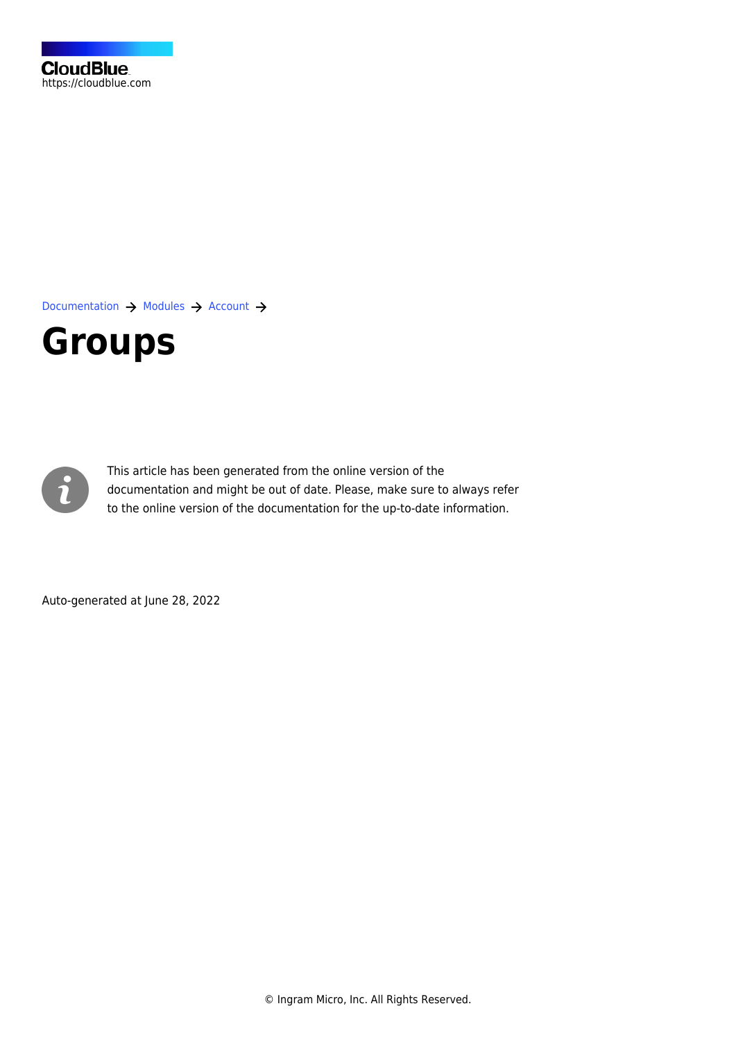CloudBlue
https://cloudblue.com

Documentation → Modules → Account →

# Groups

This article has been generated from the online version of the documentation and might be out of date. Please, make sure to always refer to the online version of the documentation for the up-to-date information.

Auto-generated at June 28, 2022

© Ingram Micro, Inc. All Rights Reserved.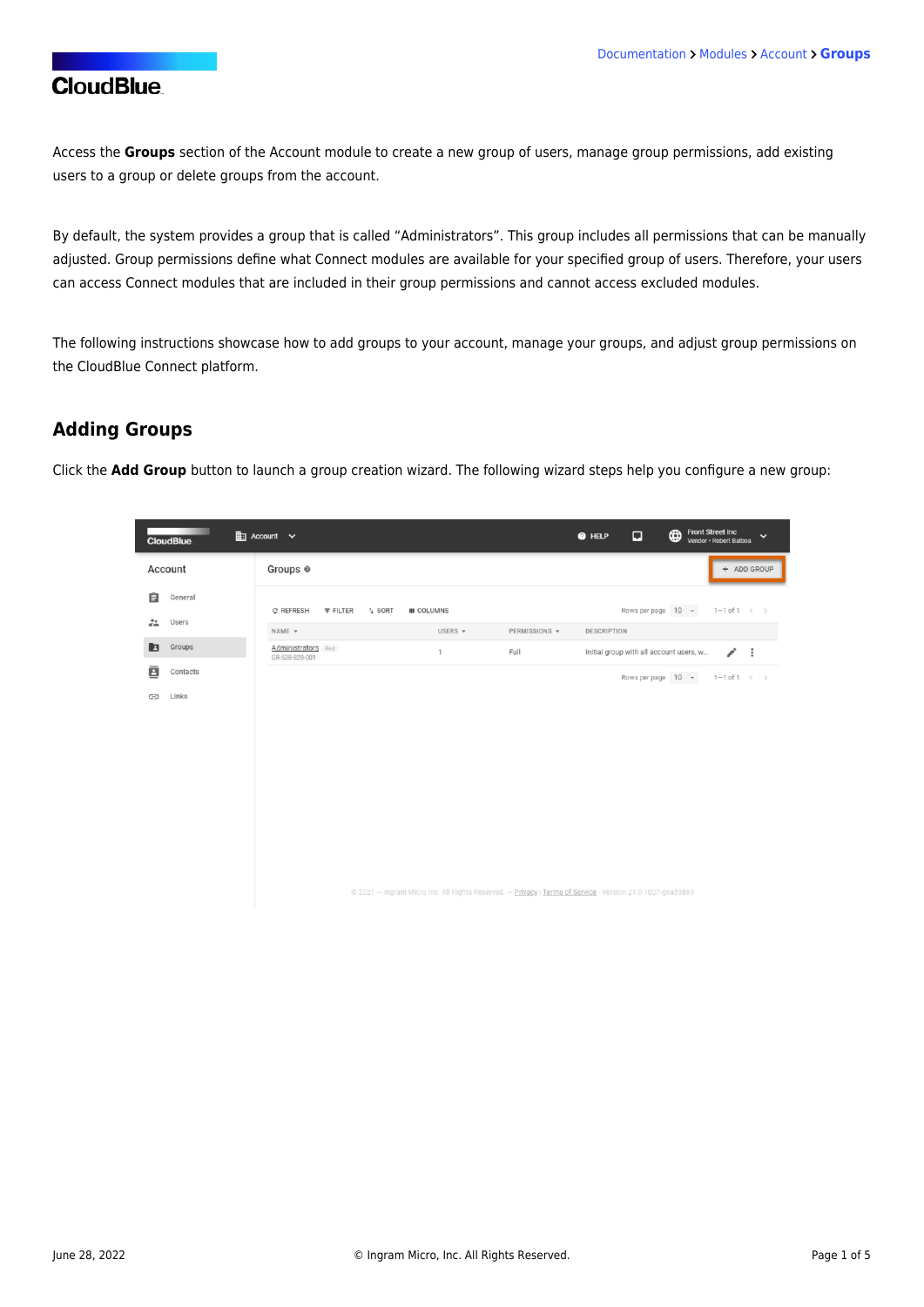Access the **Groups** section of the Account module to create a new group of users, manage group permissions, add existing users to a group or delete groups from the account.

By default, the system provides a group that is called "Administrators". This group includes all permissions that can be manually adjusted. Group permissions define what Connect modules are available for your specified group of users. Therefore, your users can access Connect modules that are included in their group permissions and cannot access excluded modules.

The following instructions showcase how to add groups to your account, manage your groups, and adjust group permissions on the CloudBlue Connect platform.

## Adding Groups

Click the **Add Group** button to launch a group creation wizard. The following wizard steps help you configure a new group: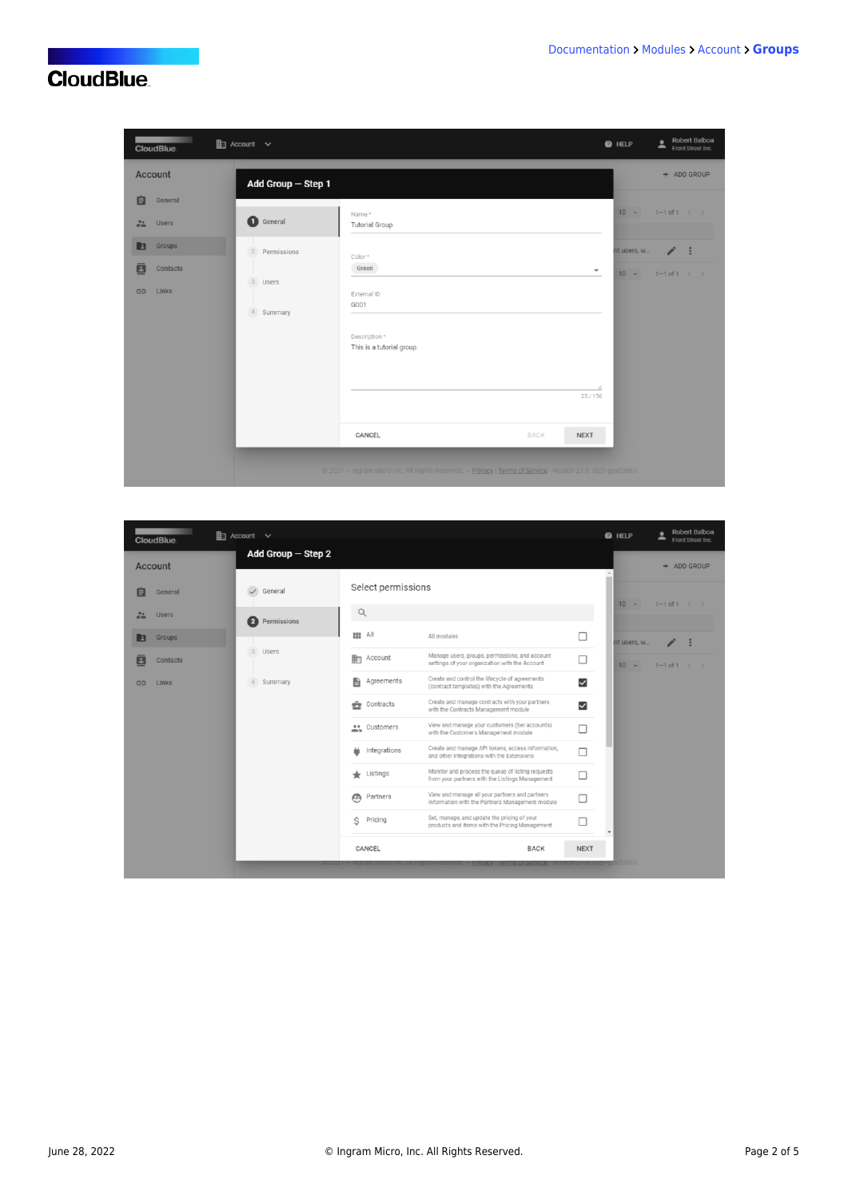**Add Group — Step 1**

1. General
2. Permissions
3. Users
4. Summary

Name *
Tutorial Group

Color *
Green

External ID
G001

Description *
This is a tutorial group.

25 / 156

CANCEL | BACK | NEXT

**Add Group — Step 2**

- General
- Permissions
- Users
- Summary

Select permissions

| Module | Description | Selected |
| --- | --- | --- |
| All | All modules | ☐ |
| Account | Manage users, groups, permissions, and account settings of your organization with the Account | ☐ |
| Agreements | Create and control the lifecycle of agreements (contract templates) with the Agreements | ☑ |
| Contracts | Create and manage contracts with your partners with the Contracts Management module | ☑ |
| Customers | View and manage your customers (tier accounts) with the Customers Management module | ☐ |
| Integrations | Create and manage API tokens, access information, and other integrations with the Extensions | ☐ |
| Listings | Monitor and process the queue of listing requests from your partners with the Listings Management | ☐ |
| Partners | View and manage all your partners and partners information with the Partners Management module | ☐ |
| Pricing | Set, manage, and update the pricing of your products and items with the Pricing Management | ☐ |

CANCEL | BACK | NEXT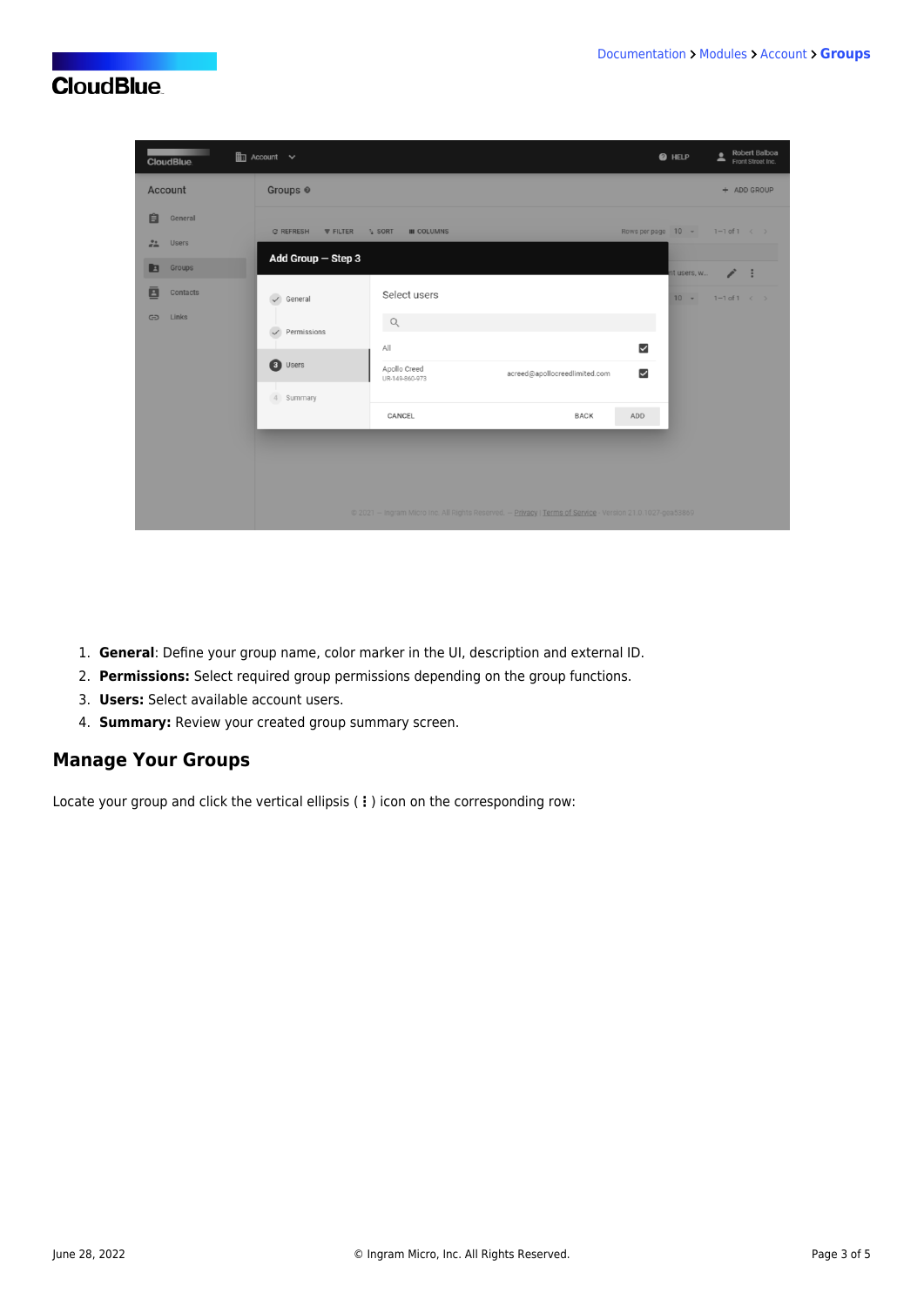1. **General**: Define your group name, color marker in the UI, description and external ID.
2. **Permissions:** Select required group permissions depending on the group functions.
3. **Users:** Select available account users.
4. **Summary:** Review your created group summary screen.

## Manage Your Groups

Locate your group and click the vertical ellipsis ( ⋮ ) icon on the corresponding row: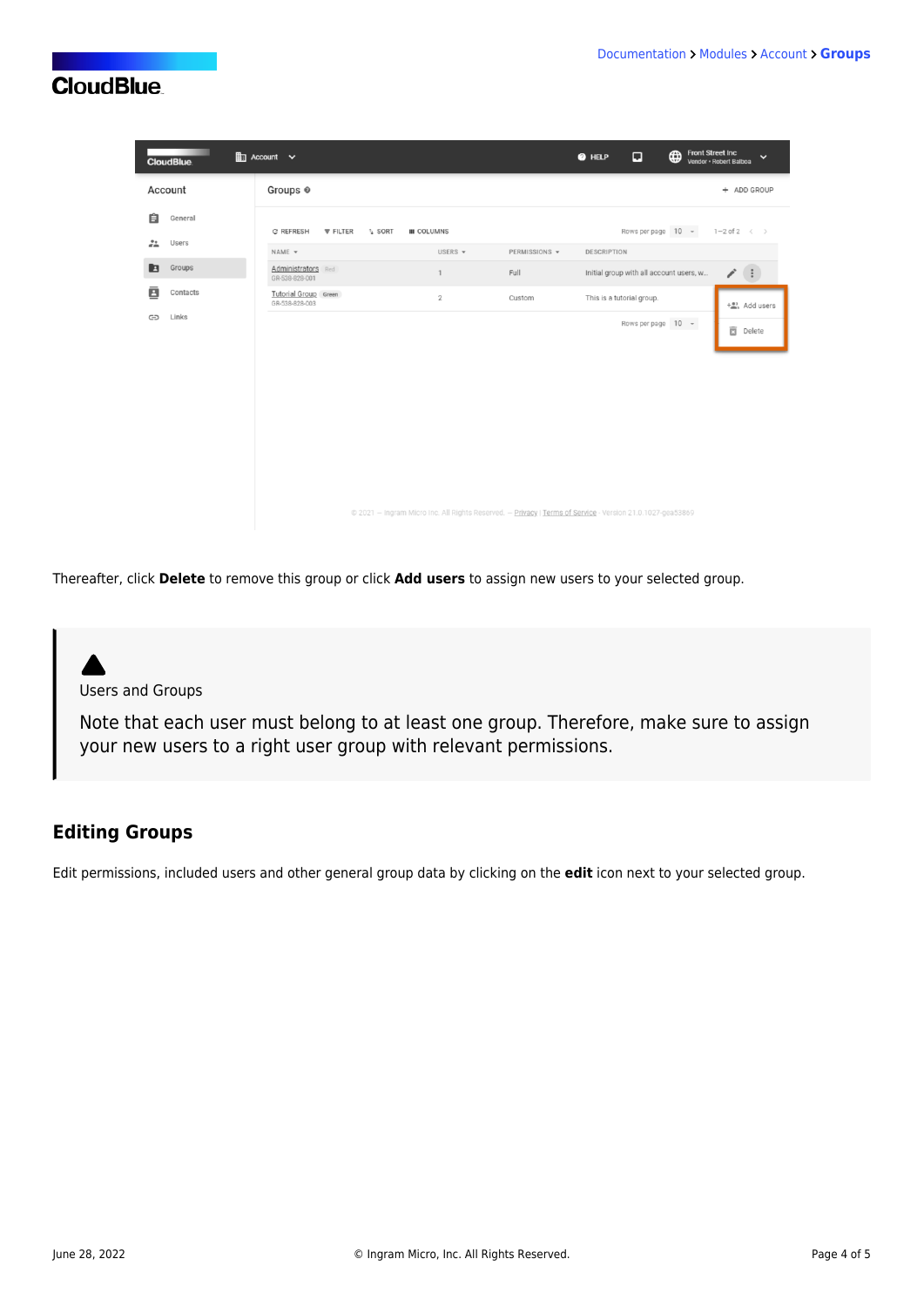Thereafter, click **Delete** to remove this group or click **Add users** to assign new users to your selected group.

> Users and Groups
>
> Note that each user must belong to at least one group. Therefore, make sure to assign your new users to a right user group with relevant permissions.

## Editing Groups

Edit permissions, included users and other general group data by clicking on the **edit** icon next to your selected group.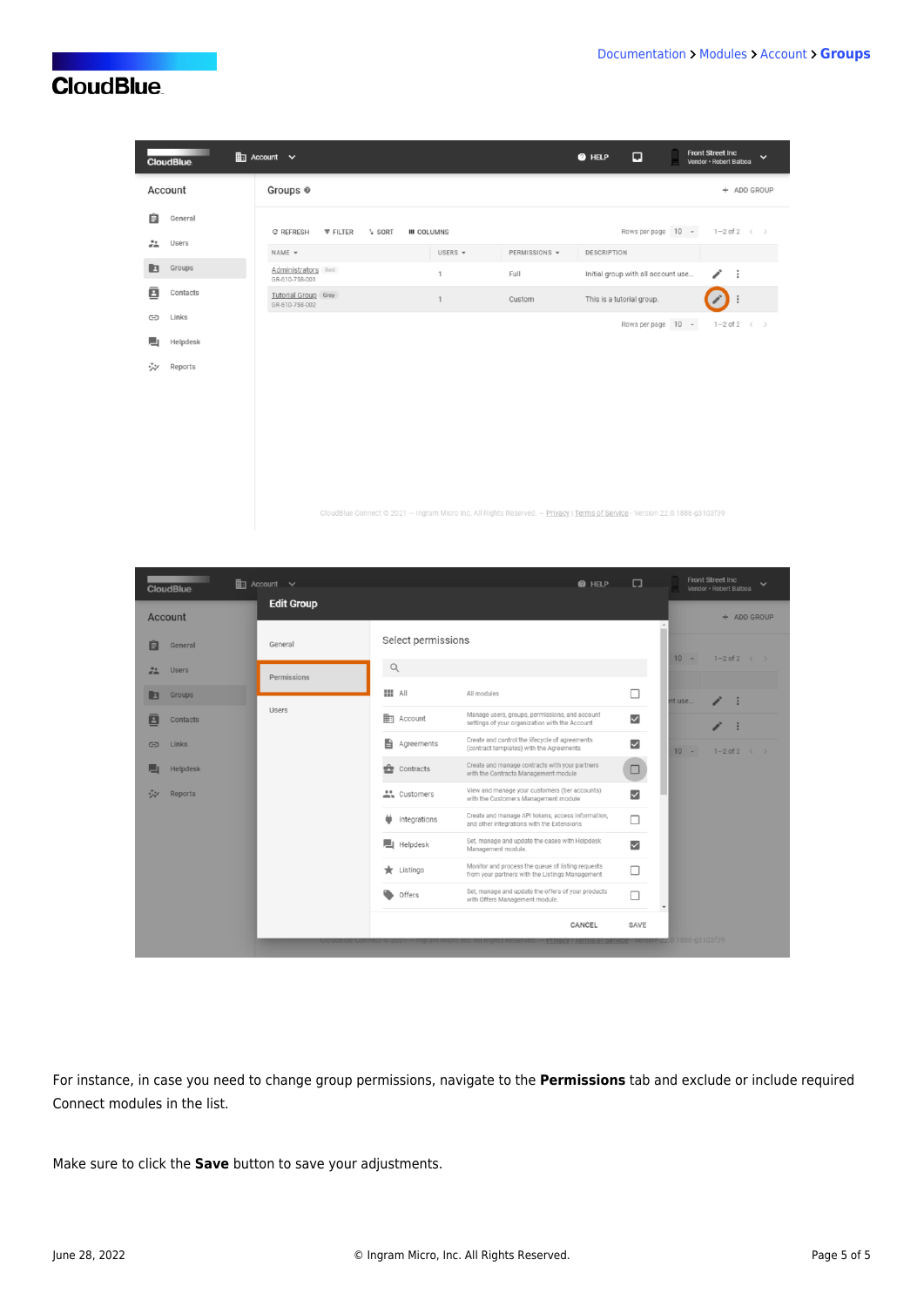For instance, in case you need to change group permissions, navigate to the **Permissions** tab and exclude or include required Connect modules in the list.

Make sure to click the **Save** button to save your adjustments.